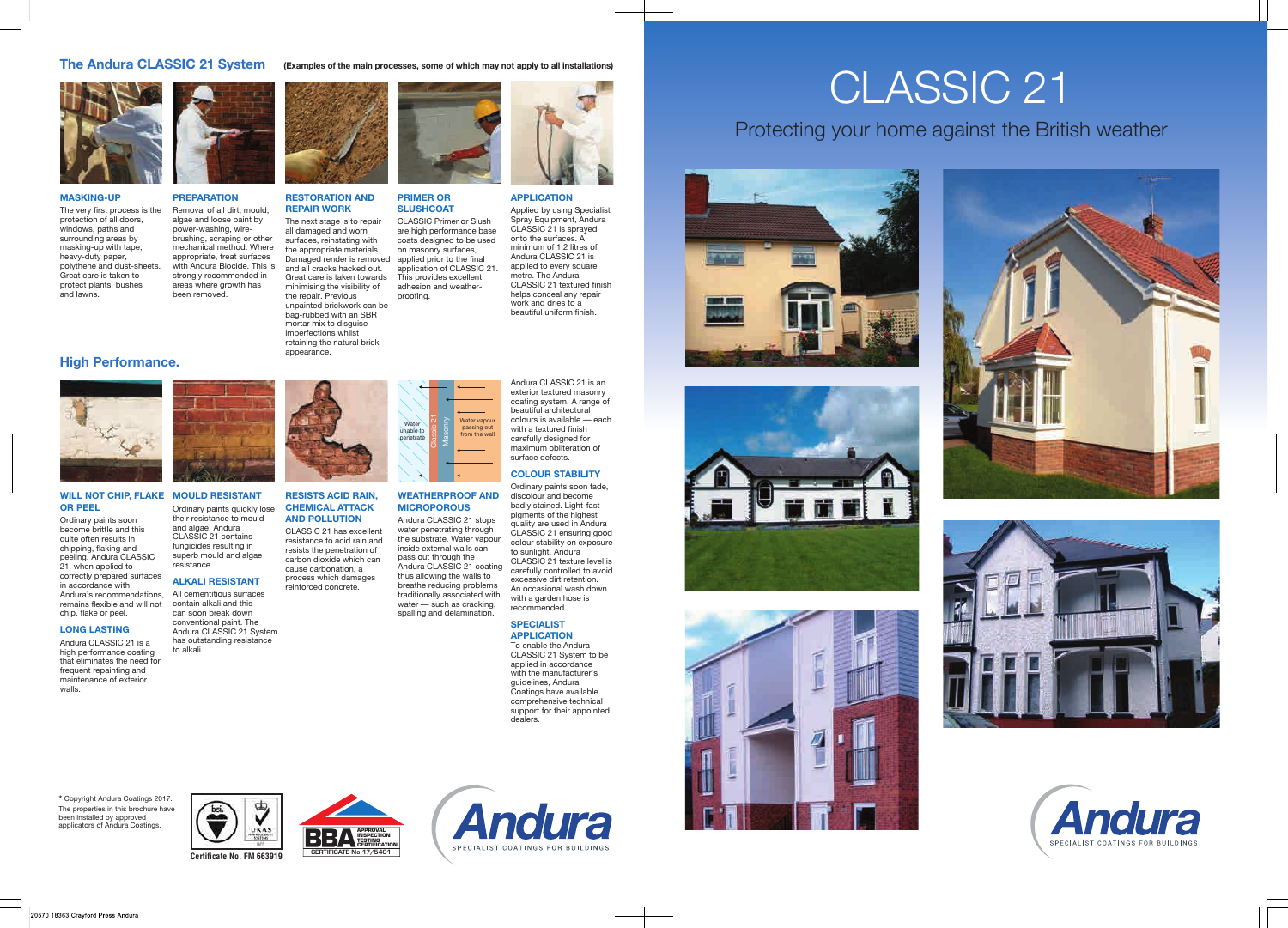## The Andura CLASSIC 21 System

**(Examples of the main processes, some of which may not apply to all installations)**

### MASKING-UP

The very first process is the protection of all doors, windows, paths and surrounding areas by masking-up with tape, heavy-duty paper, polythene and dust-sheets. Great care is taken to protect plants, bushes and lawns.

### PREPARATION

Removal of all dirt, mould, algae and loose paint by power-washing, wire-brushing, scraping or other mechanical method. Where appropriate, treat surfaces with Andura Biocide. This is strongly recommended in areas where growth has been removed.

### RESTORATION AND REPAIR WORK

The next stage is to repair all damaged and worn surfaces, reinstating with the appropriate materials. Damaged render is removed and all cracks hacked out. Great care is taken towards minimising the visibility of the repair. Previous unpainted brickwork can be bag-rubbed with an SBR mortar mix to disguise imperfections whilst retaining the natural brick appearance.

### PRIMER OR SLUSHCOAT

CLASSIC Primer or Slush are high performance base coats designed to be used on masonry surfaces, applied prior to the final application of CLASSIC 21. This provides excellent adhesion and weather-proofing.

### APPLICATION

Applied by using Specialist Spray Equipment, Andura CLASSIC 21 is sprayed onto the surfaces. A minimum of 1.2 litres of Andura CLASSIC 21 is applied to every square metre. The Andura CLASSIC 21 textured finish helps conceal any repair work and dries to a beautiful uniform finish.

## High Performance.

### WILL NOT CHIP, FLAKE OR PEEL

Ordinary paints soon become brittle and this quite often results in chipping, flaking and peeling. Andura CLASSIC 21, when applied to correctly prepared surfaces in accordance with Andura's recommendations, remains flexible and will not chip, flake or peel.

### LONG LASTING

Andura CLASSIC 21 is a high performance coating that eliminates the need for frequent repainting and maintenance of exterior walls.

### MOULD RESISTANT

Ordinary paints quickly lose their resistance to mould and algae. Andura CLASSIC 21 contains fungicides resulting in superb mould and algae resistance.

### ALKALI RESISTANT

All cementitious surfaces contain alkali and this can soon break down conventional paint. The Andura CLASSIC 21 System has outstanding resistance to alkali.

### RESISTS ACID RAIN, CHEMICAL ATTACK AND POLLUTION

CLASSIC 21 has excellent resistance to acid rain and resists the penetration of carbon dioxide which can cause carbonation, a process which damages reinforced concrete.

Water unable to penetrate | Classic 21 | Masonry | Water vapour passing out from the wall

### WEATHERPROOF AND MICROPOROUS

Andura CLASSIC 21 stops water penetrating through the substrate. Water vapour inside external walls can pass out through the Andura CLASSIC 21 coating thus allowing the walls to breathe reducing problems traditionally associated with water — such as cracking, spalling and delamination.

Andura CLASSIC 21 is an exterior textured masonry coating system. A range of beautiful architectural colours is available — each with a textured finish carefully designed for maximum obliteration of surface defects.

### COLOUR STABILITY

Ordinary paints soon fade, discolour and become badly stained. Light-fast pigments of the highest quality are used in Andura CLASSIC 21 ensuring good colour stability on exposure to sunlight. Andura CLASSIC 21 texture level is carefully controlled to avoid excessive dirt retention. An occasional wash down with a garden hose is recommended.

### SPECIALIST APPLICATION

To enable the Andura CLASSIC 21 System to be applied in accordance with the manufacturer's guidelines, Andura Coatings have available comprehensive technical support for their appointed dealers.

* Copyright Andura Coatings 2017.
The properties in this brochure have been installed by approved applicators of Andura Coatings.

Certificate No. FM 663919

BBA APPROVAL INSPECTION TESTING CERTIFICATION CERTIFICATE No 17/5401

Andura SPECIALIST COATINGS FOR BUILDINGS

# CLASSIC 21

## Protecting your home against the British weather

Andura SPECIALIST COATINGS FOR BUILDINGS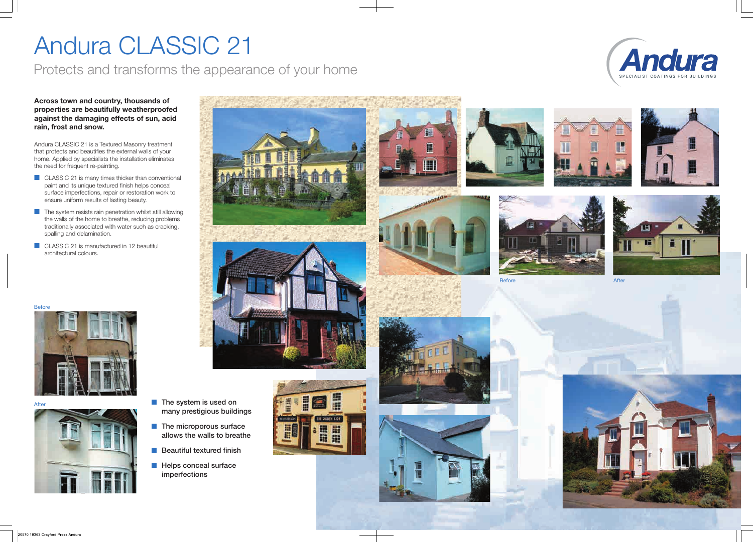# Andura CLASSIC 21

## Protects and transforms the appearance of your home

Andura
SPECIALIST COATINGS FOR BUILDINGS

**Across town and country, thousands of properties are beautifully weatherproofed against the damaging effects of sun, acid rain, frost and snow.**

Andura CLASSIC 21 is a Textured Masonry treatment that protects and beautifies the external walls of your home. Applied by specialists the installation eliminates the need for frequent re-painting.

- CLASSIC 21 is many times thicker than conventional paint and its unique textured finish helps conceal surface imperfections, repair or restoration work to ensure uniform results of lasting beauty.
- The system resists rain penetration whilst still allowing the walls of the home to breathe, reducing problems traditionally associated with water such as cracking, spalling and delamination.
- CLASSIC 21 is manufactured in 12 beautiful architectural colours.

Before

After

- The system is used on many prestigious buildings
- The microporous surface allows the walls to breathe
- Beautiful textured finish
- Helps conceal surface imperfections

Before

After

20570 18363 Crayford Press Andura